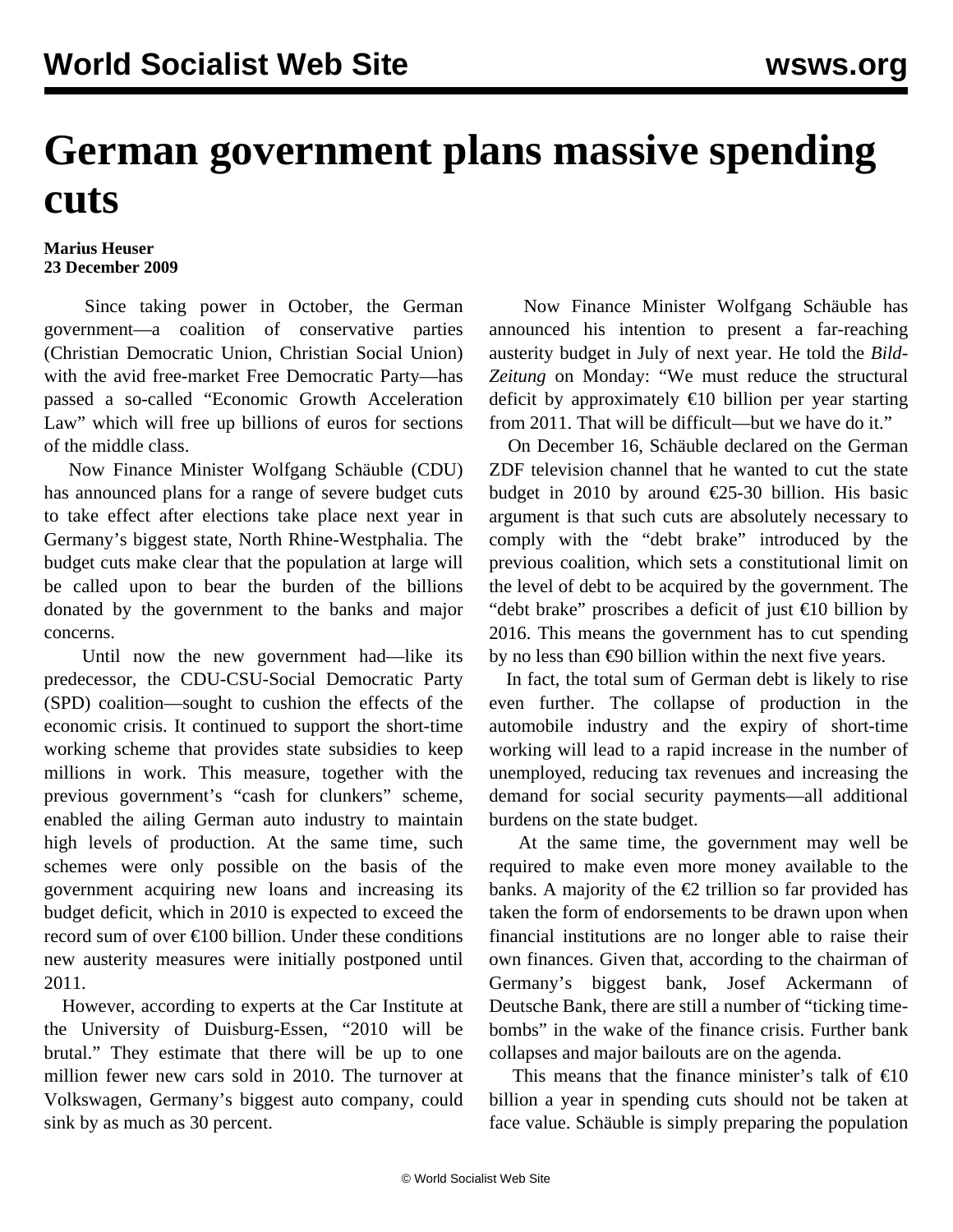# German government plans massive spending cuts

**Marius Heuser**
**23 December 2009**

Since taking power in October, the German government—a coalition of conservative parties (Christian Democratic Union, Christian Social Union) with the avid free-market Free Democratic Party—has passed a so-called "Economic Growth Acceleration Law" which will free up billions of euros for sections of the middle class.

Now Finance Minister Wolfgang Schäuble (CDU) has announced plans for a range of severe budget cuts to take effect after elections take place next year in Germany's biggest state, North Rhine-Westphalia. The budget cuts make clear that the population at large will be called upon to bear the burden of the billions donated by the government to the banks and major concerns.

Until now the new government had—like its predecessor, the CDU-CSU-Social Democratic Party (SPD) coalition—sought to cushion the effects of the economic crisis. It continued to support the short-time working scheme that provides state subsidies to keep millions in work. This measure, together with the previous government's "cash for clunkers" scheme, enabled the ailing German auto industry to maintain high levels of production. At the same time, such schemes were only possible on the basis of the government acquiring new loans and increasing its budget deficit, which in 2010 is expected to exceed the record sum of over €100 billion. Under these conditions new austerity measures were initially postponed until 2011.

However, according to experts at the Car Institute at the University of Duisburg-Essen, "2010 will be brutal." They estimate that there will be up to one million fewer new cars sold in 2010. The turnover at Volkswagen, Germany's biggest auto company, could sink by as much as 30 percent.

Now Finance Minister Wolfgang Schäuble has announced his intention to present a far-reaching austerity budget in July of next year. He told the *Bild-Zeitung* on Monday: "We must reduce the structural deficit by approximately €10 billion per year starting from 2011. That will be difficult—but we have do it."

On December 16, Schäuble declared on the German ZDF television channel that he wanted to cut the state budget in 2010 by around €25-30 billion. His basic argument is that such cuts are absolutely necessary to comply with the "debt brake" introduced by the previous coalition, which sets a constitutional limit on the level of debt to be acquired by the government. The "debt brake" proscribes a deficit of just €10 billion by 2016. This means the government has to cut spending by no less than €90 billion within the next five years.

In fact, the total sum of German debt is likely to rise even further. The collapse of production in the automobile industry and the expiry of short-time working will lead to a rapid increase in the number of unemployed, reducing tax revenues and increasing the demand for social security payments—all additional burdens on the state budget.

At the same time, the government may well be required to make even more money available to the banks. A majority of the €2 trillion so far provided has taken the form of endorsements to be drawn upon when financial institutions are no longer able to raise their own finances. Given that, according to the chairman of Germany's biggest bank, Josef Ackermann of Deutsche Bank, there are still a number of "ticking time-bombs" in the wake of the finance crisis. Further bank collapses and major bailouts are on the agenda.

This means that the finance minister's talk of €10 billion a year in spending cuts should not be taken at face value. Schäuble is simply preparing the population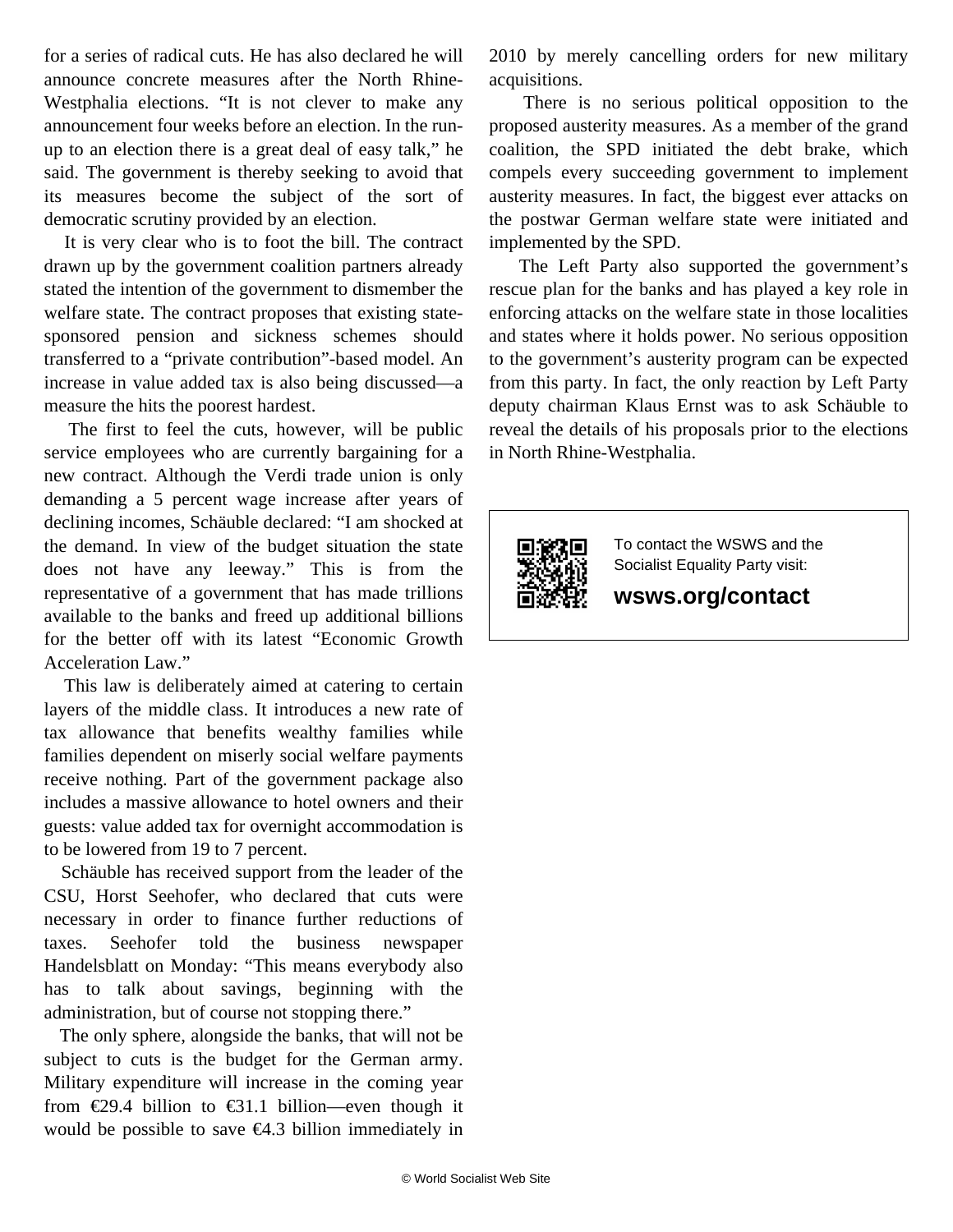for a series of radical cuts. He has also declared he will announce concrete measures after the North Rhine-Westphalia elections. "It is not clever to make any announcement four weeks before an election. In the run-up to an election there is a great deal of easy talk," he said. The government is thereby seeking to avoid that its measures become the subject of the sort of democratic scrutiny provided by an election.

It is very clear who is to foot the bill. The contract drawn up by the government coalition partners already stated the intention of the government to dismember the welfare state. The contract proposes that existing state-sponsored pension and sickness schemes should transferred to a "private contribution"-based model. An increase in value added tax is also being discussed—a measure the hits the poorest hardest.

The first to feel the cuts, however, will be public service employees who are currently bargaining for a new contract. Although the Verdi trade union is only demanding a 5 percent wage increase after years of declining incomes, Schäuble declared: "I am shocked at the demand. In view of the budget situation the state does not have any leeway." This is from the representative of a government that has made trillions available to the banks and freed up additional billions for the better off with its latest "Economic Growth Acceleration Law."

This law is deliberately aimed at catering to certain layers of the middle class. It introduces a new rate of tax allowance that benefits wealthy families while families dependent on miserly social welfare payments receive nothing. Part of the government package also includes a massive allowance to hotel owners and their guests: value added tax for overnight accommodation is to be lowered from 19 to 7 percent.

Schäuble has received support from the leader of the CSU, Horst Seehofer, who declared that cuts were necessary in order to finance further reductions of taxes. Seehofer told the business newspaper Handelsblatt on Monday: "This means everybody also has to talk about savings, beginning with the administration, but of course not stopping there."

The only sphere, alongside the banks, that will not be subject to cuts is the budget for the German army. Military expenditure will increase in the coming year from €29.4 billion to €31.1 billion—even though it would be possible to save €4.3 billion immediately in 2010 by merely cancelling orders for new military acquisitions.

There is no serious political opposition to the proposed austerity measures. As a member of the grand coalition, the SPD initiated the debt brake, which compels every succeeding government to implement austerity measures. In fact, the biggest ever attacks on the postwar German welfare state were initiated and implemented by the SPD.

The Left Party also supported the government's rescue plan for the banks and has played a key role in enforcing attacks on the welfare state in those localities and states where it holds power. No serious opposition to the government's austerity program can be expected from this party. In fact, the only reaction by Left Party deputy chairman Klaus Ernst was to ask Schäuble to reveal the details of his proposals prior to the elections in North Rhine-Westphalia.

To contact the WSWS and the Socialist Equality Party visit:

**wsws.org/contact**